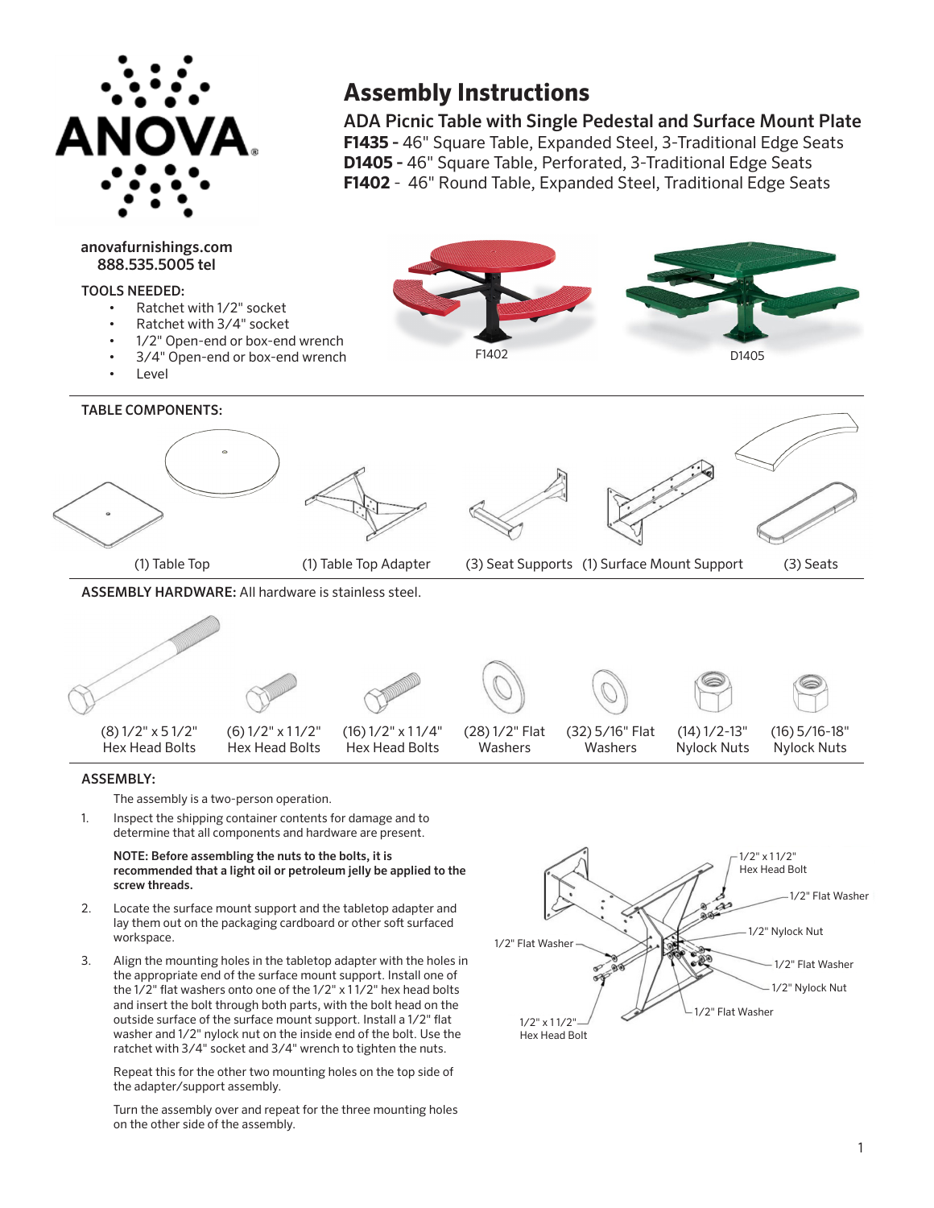ANOVA

# Assembly Instructions

## ADA Picnic Table with Single Pedestal and Surface Mount Plate

**F1435 -** 46" Square Table, Expanded Steel, 3-Traditional Edge Seats
**D1405 -** 46" Square Table, Perforated, 3-Traditional Edge Seats
**F1402** - 46" Round Table, Expanded Steel, Traditional Edge Seats

**anovafurnishings.com**
**888.535.5005 tel**

**TOOLS NEEDED:**

- Ratchet with 1/2" socket
- Ratchet with 3/4" socket
- 1/2" Open-end or box-end wrench
- 3/4" Open-end or box-end wrench
- Level

F1402

D1405

**TABLE COMPONENTS:**

(1) Table Top
(1) Table Top Adapter
(3) Seat Supports
(1) Surface Mount Support
(3) Seats

**ASSEMBLY HARDWARE:** All hardware is stainless steel.

(8) 1/2" x 5 1/2" Hex Head Bolts
(6) 1/2" x 1 1/2" Hex Head Bolts
(16) 1/2" x 1 1/4" Hex Head Bolts
(28) 1/2" Flat Washers
(32) 5/16" Flat Washers
(14) 1/2-13" Nylock Nuts
(16) 5/16-18" Nylock Nuts

**ASSEMBLY:**

The assembly is a two-person operation.

1. Inspect the shipping container contents for damage and to determine that all components and hardware are present.

   **NOTE: Before assembling the nuts to the bolts, it is recommended that a light oil or petroleum jelly be applied to the screw threads.**

2. Locate the surface mount support and the tabletop adapter and lay them out on the packaging cardboard or other soft surfaced workspace.

3. Align the mounting holes in the tabletop adapter with the holes in the appropriate end of the surface mount support. Install one of the 1/2" flat washers onto one of the 1/2" x 1 1/2" hex head bolts and insert the bolt through both parts, with the bolt head on the outside surface of the surface mount support. Install a 1/2" flat washer and 1/2" nylock nut on the inside end of the bolt. Use the ratchet with 3/4" socket and 3/4" wrench to tighten the nuts.

   Repeat this for the other two mounting holes on the top side of the adapter/support assembly.

   Turn the assembly over and repeat for the three mounting holes on the other side of the assembly.

1/2" x 1 1/2" Hex Head Bolt
1/2" Flat Washer
1/2" Nylock Nut
1/2" Flat Washer
1/2" Nylock Nut
1/2" Flat Washer
1/2" Flat Washer
1/2" x 1 1/2" Hex Head Bolt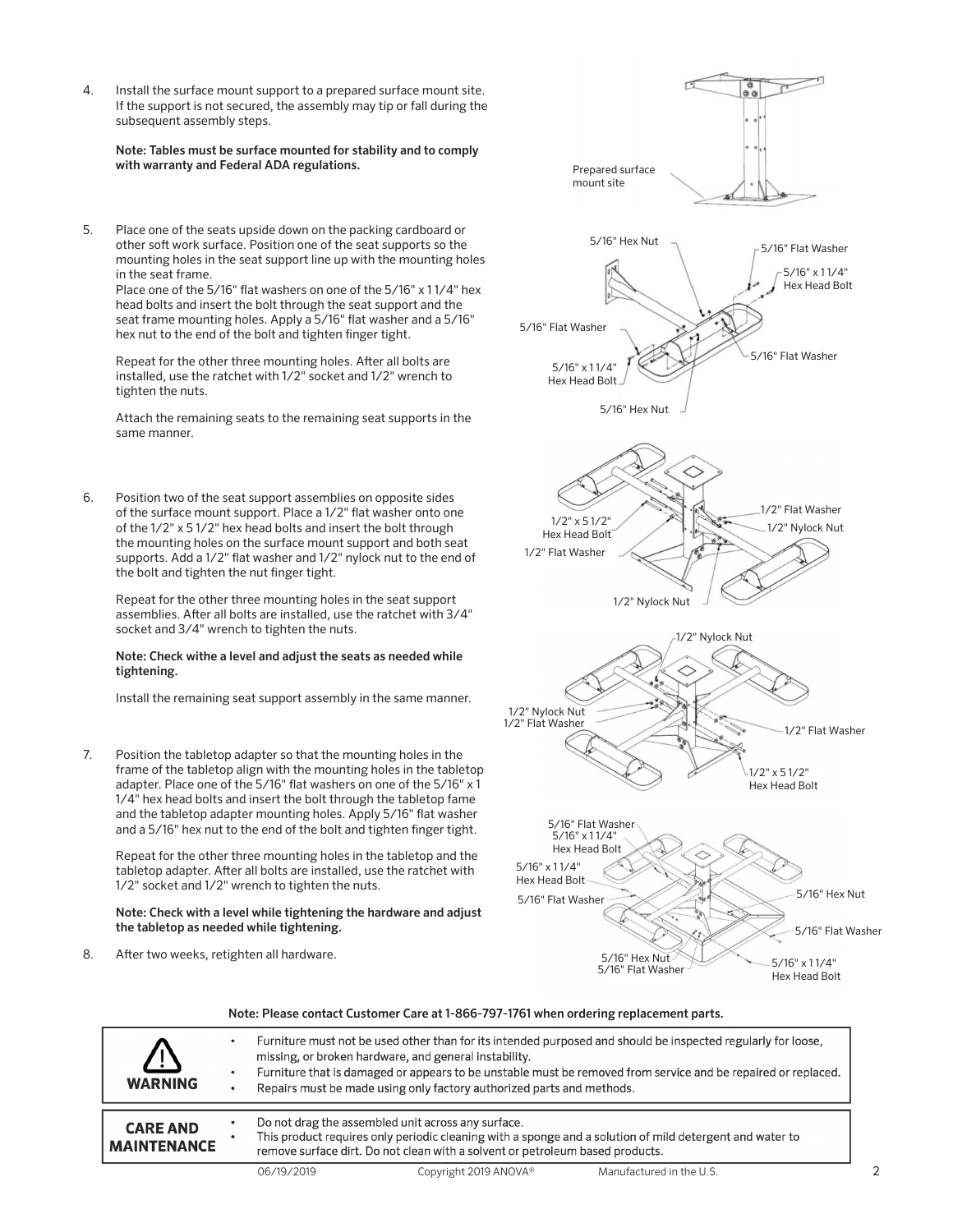4. Install the surface mount support to a prepared surface mount site. If the support is not secured, the assembly may tip or fall during the subsequent assembly steps.

   **Note: Tables must be surface mounted for stability and to comply with warranty and Federal ADA regulations.**

Prepared surface mount site

5. Place one of the seats upside down on the packing cardboard or other soft work surface. Position one of the seat supports so the mounting holes in the seat support line up with the mounting holes in the seat frame.
   Place one of the 5/16" flat washers on one of the 5/16" x 1 1/4" hex head bolts and insert the bolt through the seat support and the seat frame mounting holes. Apply a 5/16" flat washer and a 5/16" hex nut to the end of the bolt and tighten finger tight.

   Repeat for the other three mounting holes. After all bolts are installed, use the ratchet with 1/2" socket and 1/2" wrench to tighten the nuts.

   Attach the remaining seats to the remaining seat supports in the same manner.

5/16" Hex Nut
5/16" Flat Washer
5/16" x 1 1/4" Hex Head Bolt
5/16" Flat Washer
5/16" Flat Washer
5/16" x 1 1/4" Hex Head Bolt
5/16" Hex Nut

6. Position two of the seat support assemblies on opposite sides of the surface mount support. Place a 1/2" flat washer onto one of the 1/2" x 5 1/2" hex head bolts and insert the bolt through the mounting holes on the surface mount support and both seat supports. Add a 1/2" flat washer and 1/2" nylock nut to the end of the bolt and tighten the nut finger tight.

   Repeat for the other three mounting holes in the seat support assemblies. After all bolts are installed, use the ratchet with 3/4" socket and 3/4" wrench to tighten the nuts.

   **Note: Check withe a level and adjust the seats as needed while tightening.**

   Install the remaining seat support assembly in the same manner.

1/2" x 5 1/2" Hex Head Bolt
1/2" Flat Washer
1/2" Flat Washer
1/2" Nylock Nut
1/2" Nylock Nut

1/2" Nylock Nut
1/2" Nylock Nut
1/2" Flat Washer
1/2" Flat Washer
1/2" x 5 1/2" Hex Head Bolt

7. Position the tabletop adapter so that the mounting holes in the frame of the tabletop align with the mounting holes in the tabletop adapter. Place one of the 5/16" flat washers on one of the 5/16" x 1 1/4" hex head bolts and insert the bolt through the tabletop fame and the tabletop adapter mounting holes. Apply 5/16" flat washer and a 5/16" hex nut to the end of the bolt and tighten finger tight.

   Repeat for the other three mounting holes in the tabletop and the tabletop adapter. After all bolts are installed, use the ratchet with 1/2" socket and 1/2" wrench to tighten the nuts.

   **Note: Check with a level while tightening the hardware and adjust the tabletop as needed while tightening.**

8. After two weeks, retighten all hardware.

5/16" Flat Washer
5/16" x 1 1/4" Hex Head Bolt
5/16" x 1 1/4" Hex Head Bolt
5/16" Flat Washer
5/16" Hex Nut
5/16" Flat Washer
5/16" Hex Nut
5/16" Flat Washer
5/16" x 1 1/4" Hex Head Bolt

**Note: Please contact Customer Care at 1-866-797-1761 when ordering replacement parts.**

**WARNING**

- Furniture must not be used other than for its intended purposed and should be inspected regularly for loose, missing, or broken hardware, and general instability.
- Furniture that is damaged or appears to be unstable must be removed from service and be repaired or replaced.
- Repairs must be made using only factory authorized parts and methods.

**CARE AND MAINTENANCE**

- Do not drag the assembled unit across any surface.
- This product requires only periodic cleaning with a sponge and a solution of mild detergent and water to remove surface dirt. Do not clean with a solvent or petroleum based products.

06/19/2019 Copyright 2019 ANOVA® Manufactured in the U.S.